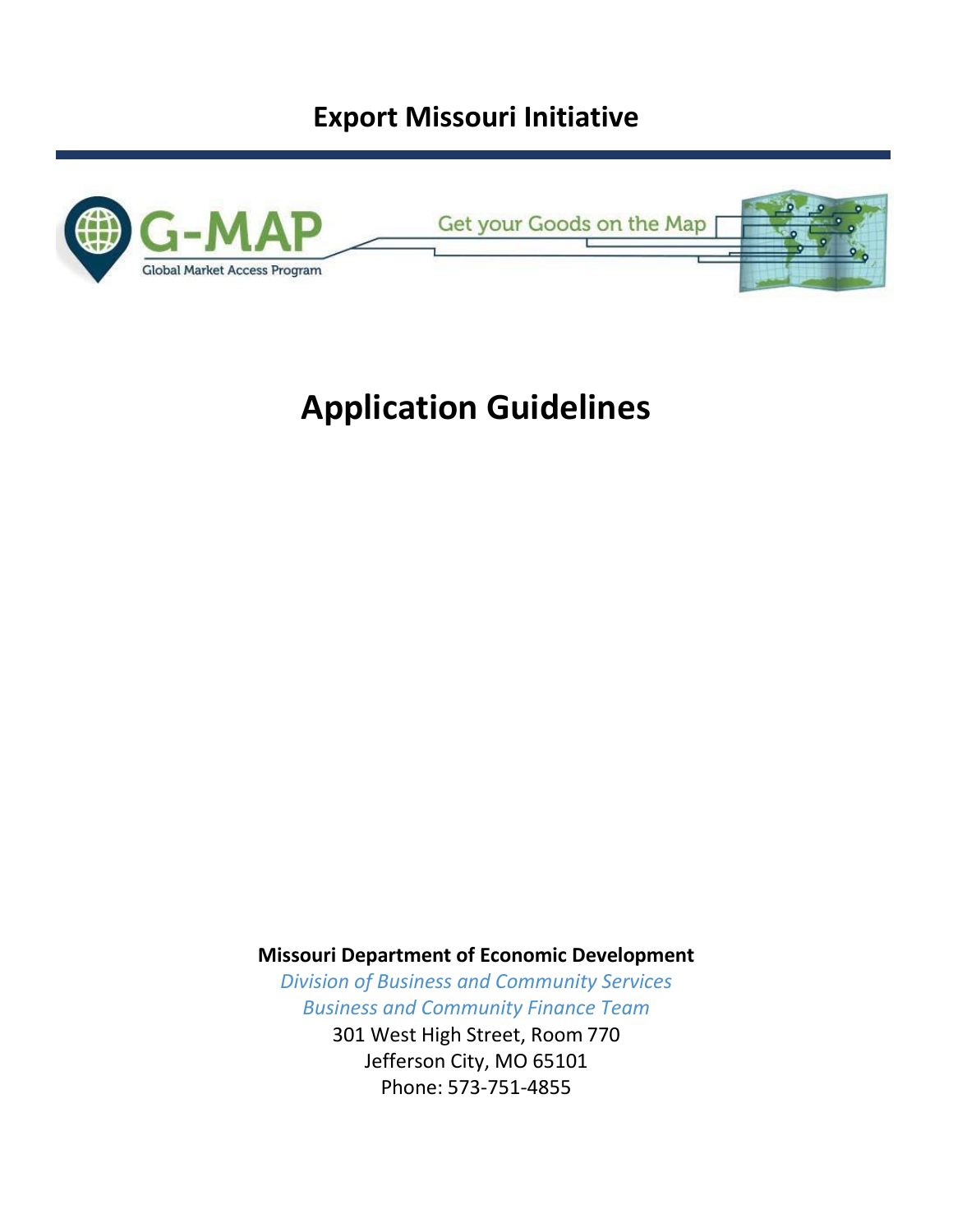# Export Missouri Initiative

G-MAP

Global Market Access Program

Get your Goods on the Map

# Application Guidelines

**Missouri Department of Economic Development**

*Division of Business and Community Services*

*Business and Community Finance Team*

301 West High Street, Room 770

Jefferson City, MO 65101

Phone: 573-751-4855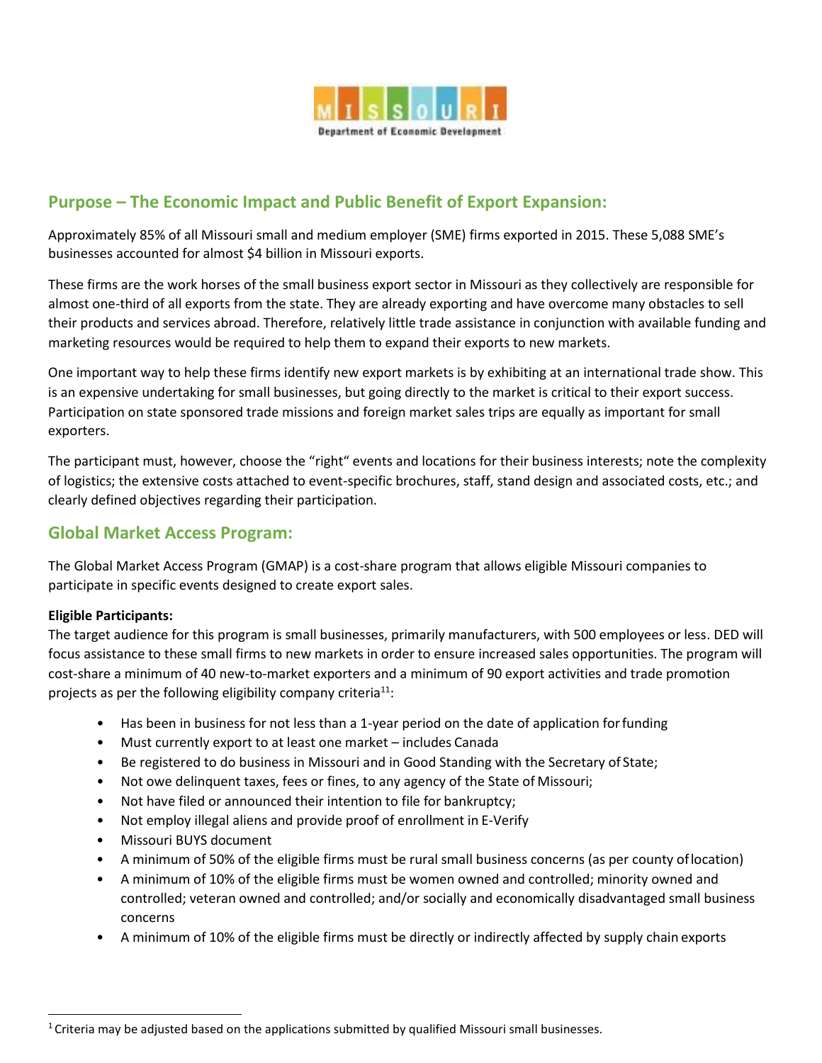## Purpose – The Economic Impact and Public Benefit of Export Expansion:

Approximately 85% of all Missouri small and medium employer (SME) firms exported in 2015. These 5,088 SME's businesses accounted for almost $4 billion in Missouri exports.

These firms are the work horses of the small business export sector in Missouri as they collectively are responsible for almost one-third of all exports from the state. They are already exporting and have overcome many obstacles to sell their products and services abroad. Therefore, relatively little trade assistance in conjunction with available funding and marketing resources would be required to help them to expand their exports to new markets.

One important way to help these firms identify new export markets is by exhibiting at an international trade show. This is an expensive undertaking for small businesses, but going directly to the market is critical to their export success. Participation on state sponsored trade missions and foreign market sales trips are equally as important for small exporters.

The participant must, however, choose the "right" events and locations for their business interests; note the complexity of logistics; the extensive costs attached to event-specific brochures, staff, stand design and associated costs, etc.; and clearly defined objectives regarding their participation.

## Global Market Access Program:

The Global Market Access Program (GMAP) is a cost-share program that allows eligible Missouri companies to participate in specific events designed to create export sales.

**Eligible Participants:**

The target audience for this program is small businesses, primarily manufacturers, with 500 employees or less. DED will focus assistance to these small firms to new markets in order to ensure increased sales opportunities. The program will cost-share a minimum of 40 new-to-market exporters and a minimum of 90 export activities and trade promotion projects as per the following eligibility company criteria[11]:

- Has been in business for not less than a 1-year period on the date of application for funding
- Must currently export to at least one market – includes Canada
- Be registered to do business in Missouri and in Good Standing with the Secretary of State;
- Not owe delinquent taxes, fees or fines, to any agency of the State of Missouri;
- Not have filed or announced their intention to file for bankruptcy;
- Not employ illegal aliens and provide proof of enrollment in E-Verify
- Missouri BUYS document
- A minimum of 50% of the eligible firms must be rural small business concerns (as per county of location)
- A minimum of 10% of the eligible firms must be women owned and controlled; minority owned and controlled; veteran owned and controlled; and/or socially and economically disadvantaged small business concerns
- A minimum of 10% of the eligible firms must be directly or indirectly affected by supply chain exports

[1] Criteria may be adjusted based on the applications submitted by qualified Missouri small businesses.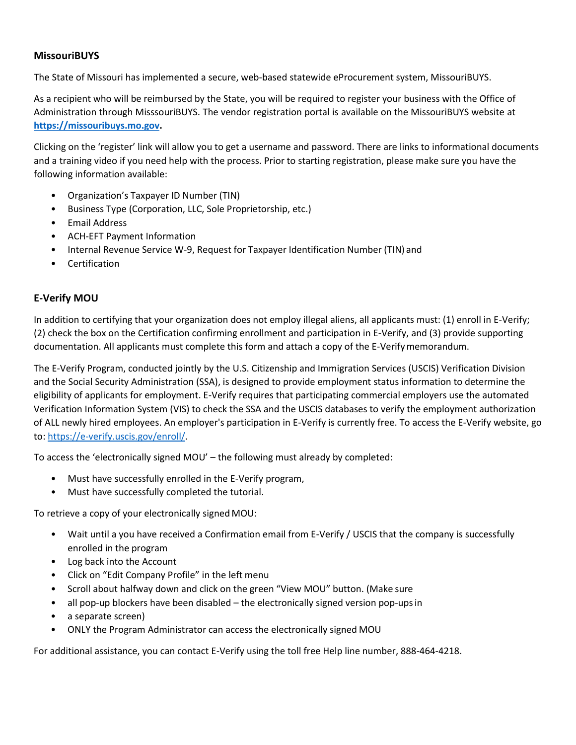**MissouriBUYS**

The State of Missouri has implemented a secure, web-based statewide eProcurement system, MissouriBUYS.

As a recipient who will be reimbursed by the State, you will be required to register your business with the Office of Administration through MisssouriBUYS. The vendor registration portal is available on the MissouriBUYS website at **https://missouribuys.mo.gov.**

Clicking on the 'register' link will allow you to get a username and password. There are links to informational documents and a training video if you need help with the process. Prior to starting registration, please make sure you have the following information available:

- Organization's Taxpayer ID Number (TIN)
- Business Type (Corporation, LLC, Sole Proprietorship, etc.)
- Email Address
- ACH-EFT Payment Information
- Internal Revenue Service W-9, Request for Taxpayer Identification Number (TIN) and
- Certification

**E-Verify MOU**

In addition to certifying that your organization does not employ illegal aliens, all applicants must: (1) enroll in E-Verify; (2) check the box on the Certification confirming enrollment and participation in E-Verify, and (3) provide supporting documentation. All applicants must complete this form and attach a copy of the E-Verify memorandum.

The E-Verify Program, conducted jointly by the U.S. Citizenship and Immigration Services (USCIS) Verification Division and the Social Security Administration (SSA), is designed to provide employment status information to determine the eligibility of applicants for employment. E-Verify requires that participating commercial employers use the automated Verification Information System (VIS) to check the SSA and the USCIS databases to verify the employment authorization of ALL newly hired employees. An employer's participation in E-Verify is currently free. To access the E-Verify website, go to: https://e-verify.uscis.gov/enroll/.

To access the 'electronically signed MOU' – the following must already by completed:

- Must have successfully enrolled in the E-Verify program,
- Must have successfully completed the tutorial.

To retrieve a copy of your electronically signed MOU:

- Wait until a you have received a Confirmation email from E-Verify / USCIS that the company is successfully enrolled in the program
- Log back into the Account
- Click on "Edit Company Profile" in the left menu
- Scroll about halfway down and click on the green "View MOU" button. (Make sure
- all pop-up blockers have been disabled – the electronically signed version pop-ups in
- a separate screen)
- ONLY the Program Administrator can access the electronically signed MOU

For additional assistance, you can contact E-Verify using the toll free Help line number, 888-464-4218.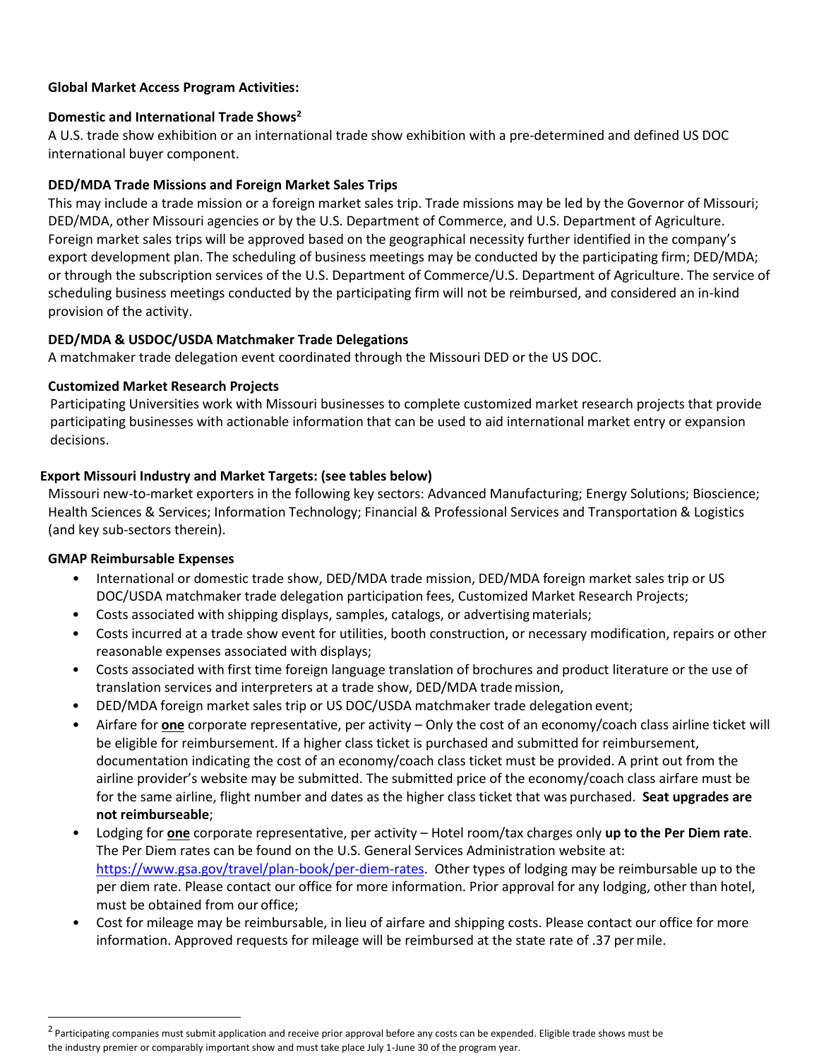**Global Market Access Program Activities:**

**Domestic and International Trade Shows**[2]

A U.S. trade show exhibition or an international trade show exhibition with a pre-determined and defined US DOC international buyer component.

**DED/MDA Trade Missions and Foreign Market Sales Trips**

This may include a trade mission or a foreign market sales trip. Trade missions may be led by the Governor of Missouri; DED/MDA, other Missouri agencies or by the U.S. Department of Commerce, and U.S. Department of Agriculture. Foreign market sales trips will be approved based on the geographical necessity further identified in the company's export development plan. The scheduling of business meetings may be conducted by the participating firm; DED/MDA; or through the subscription services of the U.S. Department of Commerce/U.S. Department of Agriculture. The service of scheduling business meetings conducted by the participating firm will not be reimbursed, and considered an in-kind provision of the activity.

**DED/MDA & USDOC/USDA Matchmaker Trade Delegations**

A matchmaker trade delegation event coordinated through the Missouri DED or the US DOC.

**Customized Market Research Projects**

Participating Universities work with Missouri businesses to complete customized market research projects that provide participating businesses with actionable information that can be used to aid international market entry or expansion decisions.

**Export Missouri Industry and Market Targets: (see tables below)**

Missouri new-to-market exporters in the following key sectors: Advanced Manufacturing; Energy Solutions; Bioscience; Health Sciences & Services; Information Technology; Financial & Professional Services and Transportation & Logistics (and key sub-sectors therein).

**GMAP Reimbursable Expenses**

- International or domestic trade show, DED/MDA trade mission, DED/MDA foreign market sales trip or US DOC/USDA matchmaker trade delegation participation fees, Customized Market Research Projects;
- Costs associated with shipping displays, samples, catalogs, or advertising materials;
- Costs incurred at a trade show event for utilities, booth construction, or necessary modification, repairs or other reasonable expenses associated with displays;
- Costs associated with first time foreign language translation of brochures and product literature or the use of translation services and interpreters at a trade show, DED/MDA trade mission,
- DED/MDA foreign market sales trip or US DOC/USDA matchmaker trade delegation event;
- Airfare for **one** corporate representative, per activity – Only the cost of an economy/coach class airline ticket will be eligible for reimbursement. If a higher class ticket is purchased and submitted for reimbursement, documentation indicating the cost of an economy/coach class ticket must be provided. A print out from the airline provider's website may be submitted. The submitted price of the economy/coach class airfare must be for the same airline, flight number and dates as the higher class ticket that was purchased. **Seat upgrades are not reimburseable**;
- Lodging for **one** corporate representative, per activity – Hotel room/tax charges only **up to the Per Diem rate**. The Per Diem rates can be found on the U.S. General Services Administration website at: https://www.gsa.gov/travel/plan-book/per-diem-rates. Other types of lodging may be reimbursable up to the per diem rate. Please contact our office for more information. Prior approval for any lodging, other than hotel, must be obtained from our office;
- Cost for mileage may be reimbursable, in lieu of airfare and shipping costs. Please contact our office for more information. Approved requests for mileage will be reimbursed at the state rate of .37 per mile.

---

[2] Participating companies must submit application and receive prior approval before any costs can be expended. Eligible trade shows must be the industry premier or comparably important show and must take place July 1-June 30 of the program year.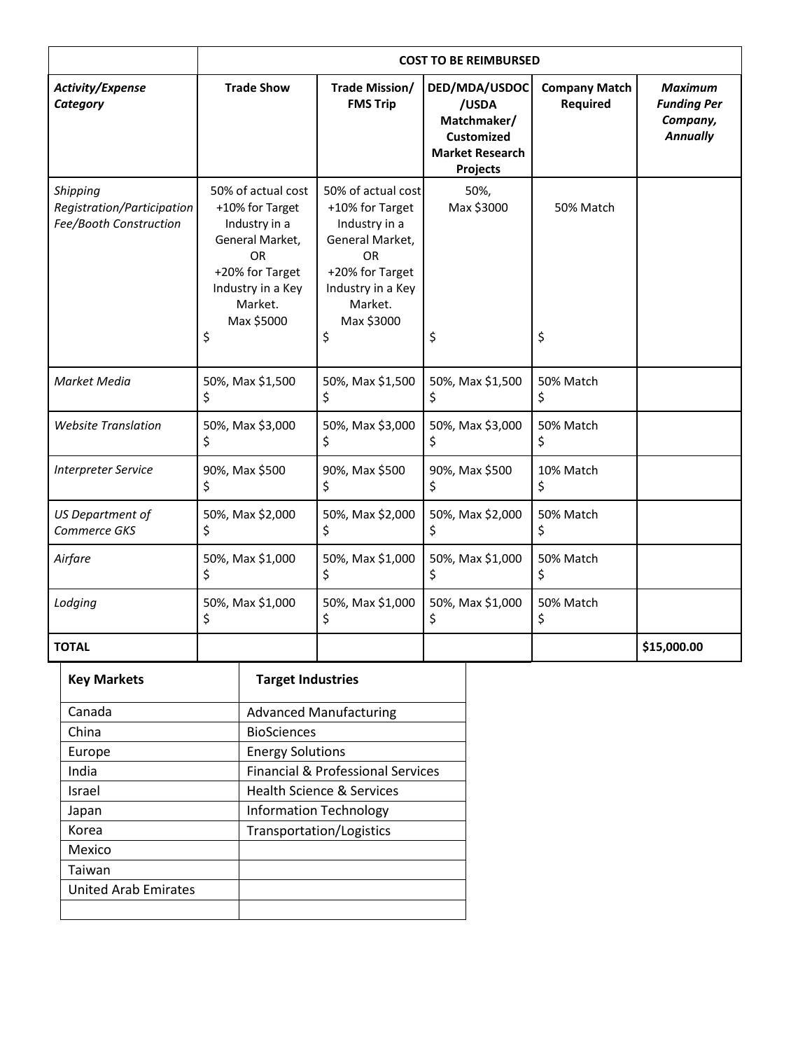| | COST TO BE REIMBURSED | | | | |
|---|---|---|---|---|---|
| ***Activity/Expense Category*** | **Trade Show** | **Trade Mission/ FMS Trip** | **DED/MDA/USDOC /USDA Matchmaker/ Customized Market Research Projects** | **Company Match Required** | ***Maximum Funding Per Company, Annually*** |
| *Shipping Registration/Participation Fee/Booth Construction* | 50% of actual cost +10% for Target Industry in a General Market, OR +20% for Target Industry in a Key Market. Max $5000 $ | 50% of actual cost +10% for Target Industry in a General Market, OR +20% for Target Industry in a Key Market. Max $3000 $ | 50%, Max $3000 $ | 50% Match $ | |
| *Market Media* | 50%, Max $1,500 $ | 50%, Max $1,500 $ | 50%, Max $1,500 $ | 50% Match $ | |
| *Website Translation* | 50%, Max $3,000 $ | 50%, Max $3,000 $ | 50%, Max $3,000 $ | 50% Match $ | |
| *Interpreter Service* | 90%, Max $500 $ | 90%, Max $500 $ | 90%, Max $500 $ | 10% Match $ | |
| *US Department of Commerce GKS* | 50%, Max $2,000 $ | 50%, Max $2,000 $ | 50%, Max $2,000 $ | 50% Match $ | |
| *Airfare* | 50%, Max $1,000 $ | 50%, Max $1,000 $ | 50%, Max $1,000 $ | 50% Match $ | |
| *Lodging* | 50%, Max $1,000 $ | 50%, Max $1,000 $ | 50%, Max $1,000 $ | 50% Match $ | |
| **TOTAL** | | | | | **$15,000.00** |

| **Key Markets** | **Target Industries** |
|---|---|
| Canada | Advanced Manufacturing |
| China | BioSciences |
| Europe | Energy Solutions |
| India | Financial & Professional Services |
| Israel | Health Science & Services |
| Japan | Information Technology |
| Korea | Transportation/Logistics |
| Mexico | |
| Taiwan | |
| United Arab Emirates | |
| | |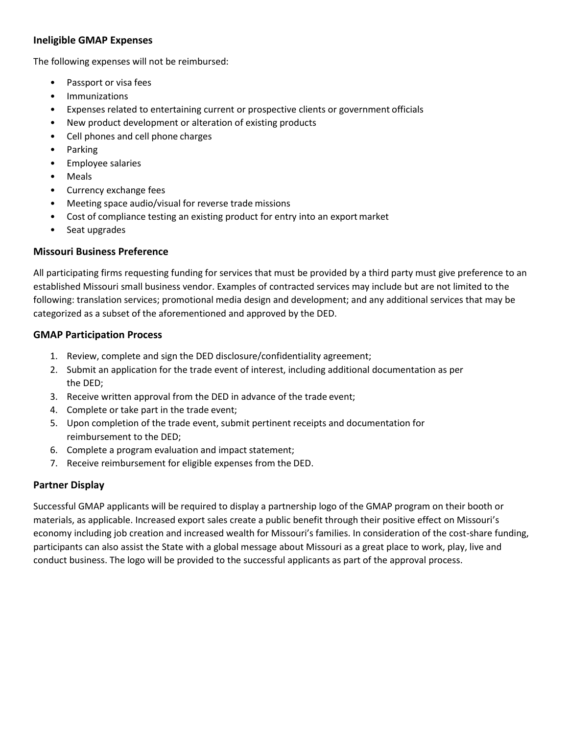### Ineligible GMAP Expenses

The following expenses will not be reimbursed:

- Passport or visa fees
- Immunizations
- Expenses related to entertaining current or prospective clients or government officials
- New product development or alteration of existing products
- Cell phones and cell phone charges
- Parking
- Employee salaries
- Meals
- Currency exchange fees
- Meeting space audio/visual for reverse trade missions
- Cost of compliance testing an existing product for entry into an export market
- Seat upgrades

### Missouri Business Preference

All participating firms requesting funding for services that must be provided by a third party must give preference to an established Missouri small business vendor. Examples of contracted services may include but are not limited to the following: translation services; promotional media design and development; and any additional services that may be categorized as a subset of the aforementioned and approved by the DED.

### GMAP Participation Process

1. Review, complete and sign the DED disclosure/confidentiality agreement;
2. Submit an application for the trade event of interest, including additional documentation as per the DED;
3. Receive written approval from the DED in advance of the trade event;
4. Complete or take part in the trade event;
5. Upon completion of the trade event, submit pertinent receipts and documentation for reimbursement to the DED;
6. Complete a program evaluation and impact statement;
7. Receive reimbursement for eligible expenses from the DED.

### Partner Display

Successful GMAP applicants will be required to display a partnership logo of the GMAP program on their booth or materials, as applicable. Increased export sales create a public benefit through their positive effect on Missouri's economy including job creation and increased wealth for Missouri's families. In consideration of the cost-share funding, participants can also assist the State with a global message about Missouri as a great place to work, play, live and conduct business. The logo will be provided to the successful applicants as part of the approval process.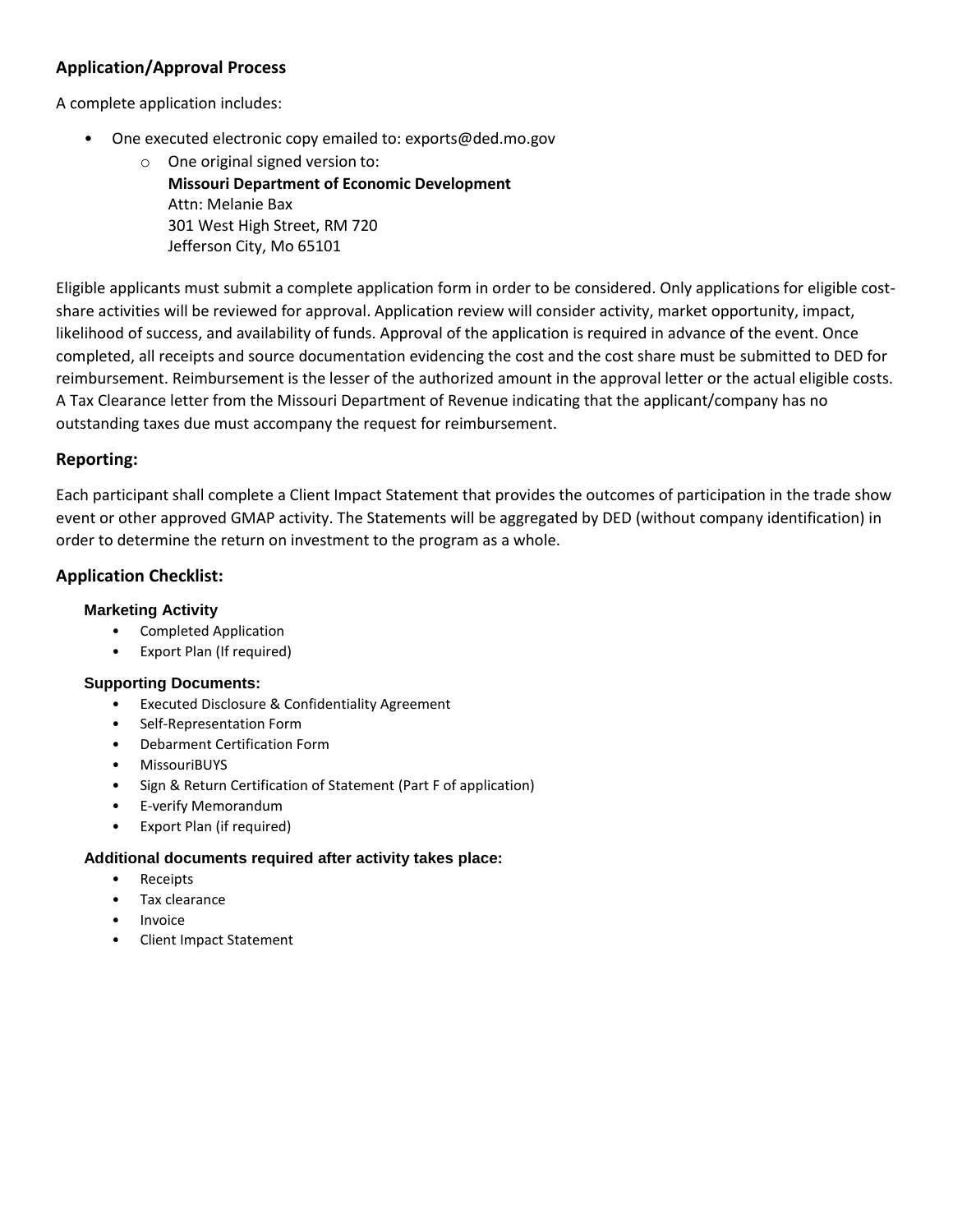## Application/Approval Process

A complete application includes:

- One executed electronic copy emailed to: exports@ded.mo.gov
    - One original signed version to:
      **Missouri Department of Economic Development**
      Attn: Melanie Bax
      301 West High Street, RM 720
      Jefferson City, Mo 65101

Eligible applicants must submit a complete application form in order to be considered. Only applications for eligible cost-share activities will be reviewed for approval. Application review will consider activity, market opportunity, impact, likelihood of success, and availability of funds. Approval of the application is required in advance of the event. Once completed, all receipts and source documentation evidencing the cost and the cost share must be submitted to DED for reimbursement. Reimbursement is the lesser of the authorized amount in the approval letter or the actual eligible costs. A Tax Clearance letter from the Missouri Department of Revenue indicating that the applicant/company has no outstanding taxes due must accompany the request for reimbursement.

## Reporting:

Each participant shall complete a Client Impact Statement that provides the outcomes of participation in the trade show event or other approved GMAP activity. The Statements will be aggregated by DED (without company identification) in order to determine the return on investment to the program as a whole.

## Application Checklist:

### Marketing Activity

- Completed Application
- Export Plan (If required)

### Supporting Documents:

- Executed Disclosure & Confidentiality Agreement
- Self-Representation Form
- Debarment Certification Form
- MissouriBUYS
- Sign & Return Certification of Statement (Part F of application)
- E-verify Memorandum
- Export Plan (if required)

### Additional documents required after activity takes place:

- Receipts
- Tax clearance
- Invoice
- Client Impact Statement